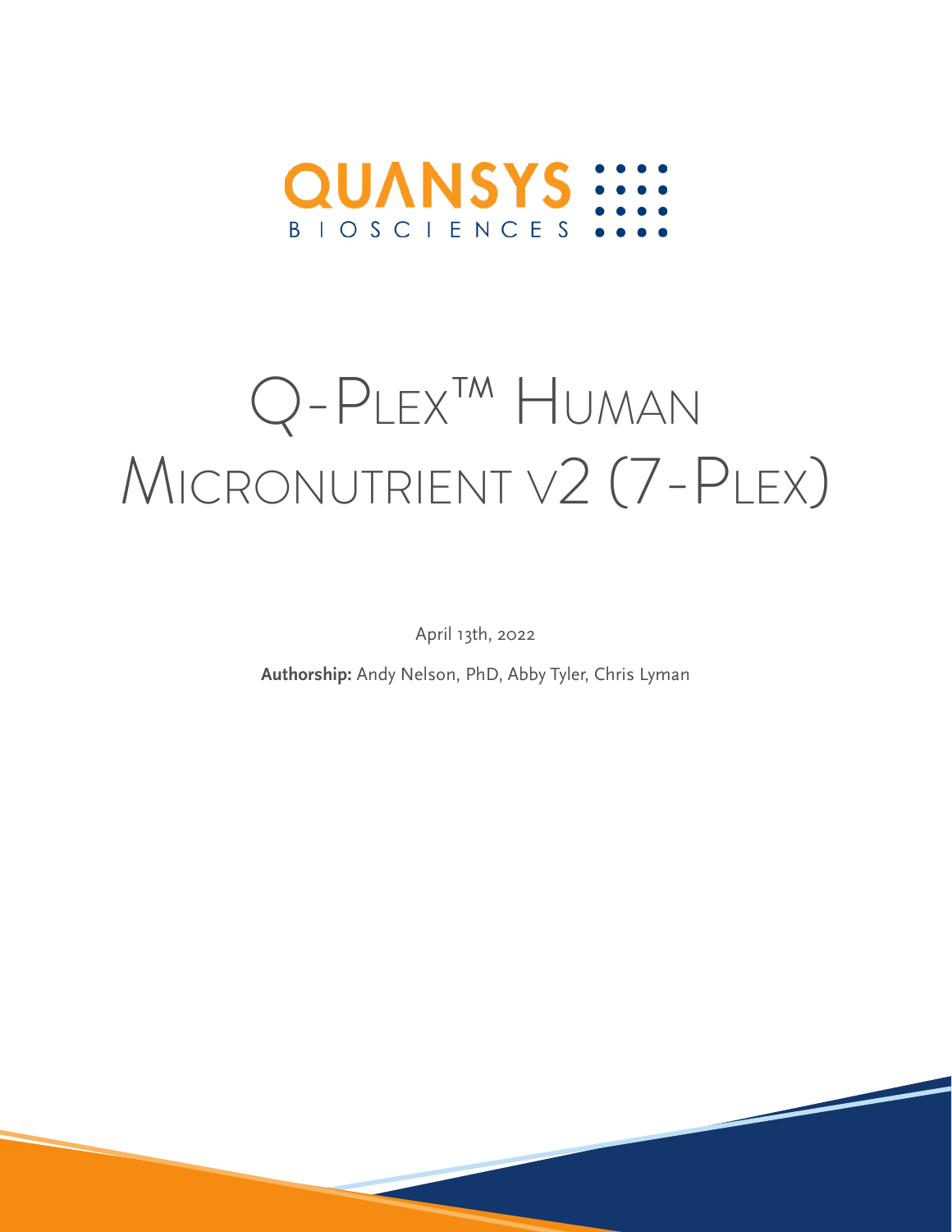QUANSYS BIOSCIENCES

# Q-Plex™ Human Micronutrient v2 (7-Plex)

April 13th, 2022

**Authorship:** Andy Nelson, PhD, Abby Tyler, Chris Lyman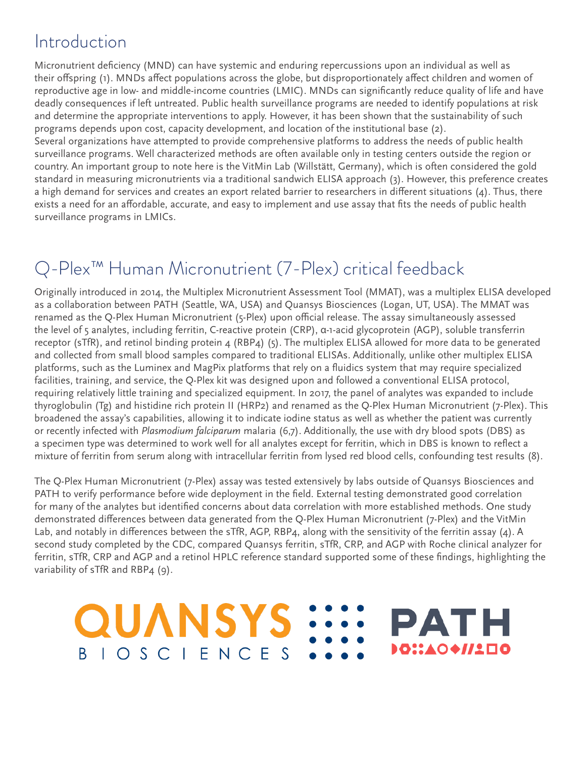## Introduction

Micronutrient deficiency (MND) can have systemic and enduring repercussions upon an individual as well as their offspring (1). MNDs affect populations across the globe, but disproportionately affect children and women of reproductive age in low- and middle-income countries (LMIC). MNDs can significantly reduce quality of life and have deadly consequences if left untreated. Public health surveillance programs are needed to identify populations at risk and determine the appropriate interventions to apply. However, it has been shown that the sustainability of such programs depends upon cost, capacity development, and location of the institutional base (2).
Several organizations have attempted to provide comprehensive platforms to address the needs of public health surveillance programs. Well characterized methods are often available only in testing centers outside the region or country. An important group to note here is the VitMin Lab (Willstätt, Germany), which is often considered the gold standard in measuring micronutrients via a traditional sandwich ELISA approach (3). However, this preference creates a high demand for services and creates an export related barrier to researchers in different situations (4). Thus, there exists a need for an affordable, accurate, and easy to implement and use assay that fits the needs of public health surveillance programs in LMICs.

## Q-Plex™ Human Micronutrient (7-Plex) critical feedback

Originally introduced in 2014, the Multiplex Micronutrient Assessment Tool (MMAT), was a multiplex ELISA developed as a collaboration between PATH (Seattle, WA, USA) and Quansys Biosciences (Logan, UT, USA). The MMAT was renamed as the Q-Plex Human Micronutrient (5-Plex) upon official release. The assay simultaneously assessed the level of 5 analytes, including ferritin, C-reactive protein (CRP), α-1-acid glycoprotein (AGP), soluble transferrin receptor (sTfR), and retinol binding protein 4 (RBP4) (5). The multiplex ELISA allowed for more data to be generated and collected from small blood samples compared to traditional ELISAs. Additionally, unlike other multiplex ELISA platforms, such as the Luminex and MagPix platforms that rely on a fluidics system that may require specialized facilities, training, and service, the Q-Plex kit was designed upon and followed a conventional ELISA protocol, requiring relatively little training and specialized equipment. In 2017, the panel of analytes was expanded to include thyroglobulin (Tg) and histidine rich protein II (HRP2) and renamed as the Q-Plex Human Micronutrient (7-Plex). This broadened the assay's capabilities, allowing it to indicate iodine status as well as whether the patient was currently or recently infected with *Plasmodium falciparum* malaria (6,7). Additionally, the use with dry blood spots (DBS) as a specimen type was determined to work well for all analytes except for ferritin, which in DBS is known to reflect a mixture of ferritin from serum along with intracellular ferritin from lysed red blood cells, confounding test results (8).

The Q-Plex Human Micronutrient (7-Plex) assay was tested extensively by labs outside of Quansys Biosciences and PATH to verify performance before wide deployment in the field. External testing demonstrated good correlation for many of the analytes but identified concerns about data correlation with more established methods. One study demonstrated differences between data generated from the Q-Plex Human Micronutrient (7-Plex) and the VitMin Lab, and notably in differences between the sTfR, AGP, RBP4, along with the sensitivity of the ferritin assay (4). A second study completed by the CDC, compared Quansys ferritin, sTfR, CRP, and AGP with Roche clinical analyzer for ferritin, sTfR, CRP and AGP and a retinol HPLC reference standard supported some of these findings, highlighting the variability of sTfR and RBP4 (9).

QUANSYS BIOSCIENCES PATH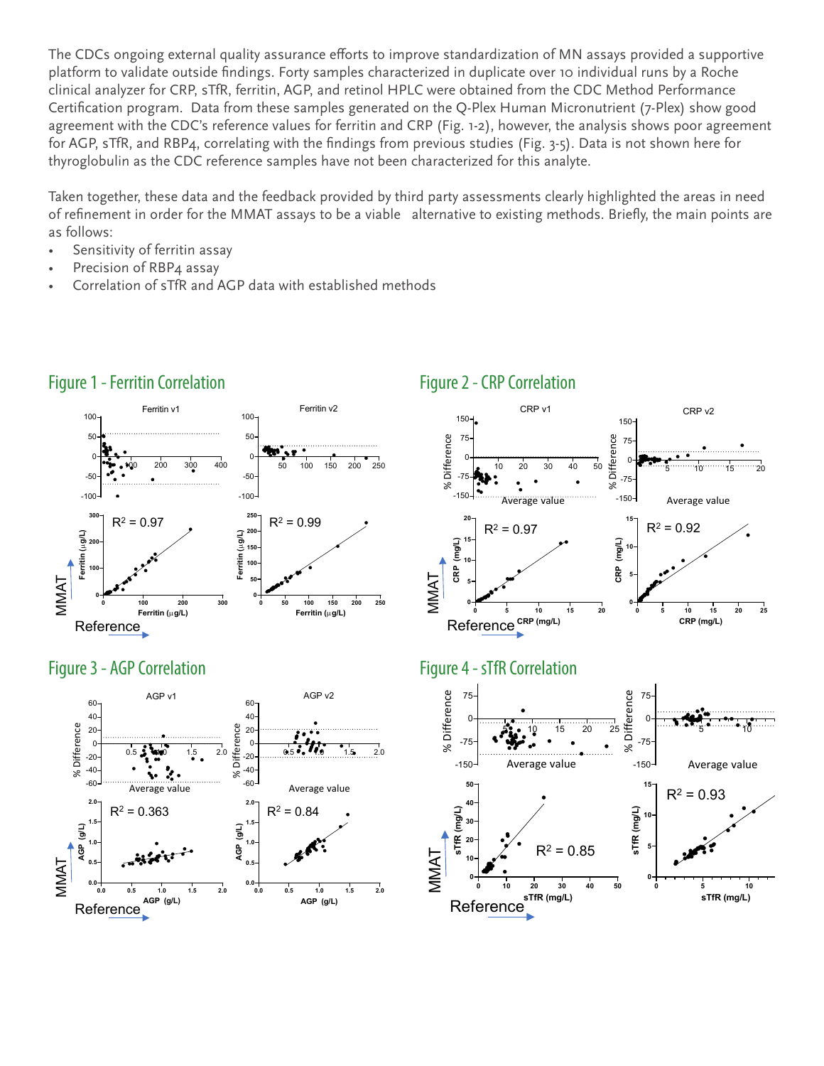The CDCs ongoing external quality assurance efforts to improve standardization of MN assays provided a supportive platform to validate outside findings. Forty samples characterized in duplicate over 10 individual runs by a Roche clinical analyzer for CRP, sTfR, ferritin, AGP, and retinol HPLC were obtained from the CDC Method Performance Certification program. Data from these samples generated on the Q-Plex Human Micronutrient (7-Plex) show good agreement with the CDC's reference values for ferritin and CRP (Fig. 1-2), however, the analysis shows poor agreement for AGP, sTfR, and RBP4, correlating with the findings from previous studies (Fig. 3-5). Data is not shown here for thyroglobulin as the CDC reference samples have not been characterized for this analyte.

Taken together, these data and the feedback provided by third party assessments clearly highlighted the areas in need of refinement in order for the MMAT assays to be a viable alternative to existing methods. Briefly, the main points are as follows:

- Sensitivity of ferritin assay
- Precision of RBP4 assay
- Correlation of sTfR and AGP data with established methods

## Figure 1 - Ferritin Correlation

Ferritin v1: $R^2 = 0.97$; Ferritin v2: $R^2 = 0.99$

MMAT vs. Reference, Ferritin (µg/L)

## Figure 2 - CRP Correlation

CRP v1: $R^2 = 0.97$; CRP v2: $R^2 = 0.92$

MMAT vs. Reference, CRP (mg/L)

## Figure 3 - AGP Correlation

AGP v1: $R^2 = 0.363$; AGP v2: $R^2 = 0.84$

MMAT vs. Reference, AGP (g/L)

## Figure 4 - sTfR Correlation

$R^2 = 0.85$; $R^2 = 0.93$

MMAT vs. Reference, sTfR (mg/L)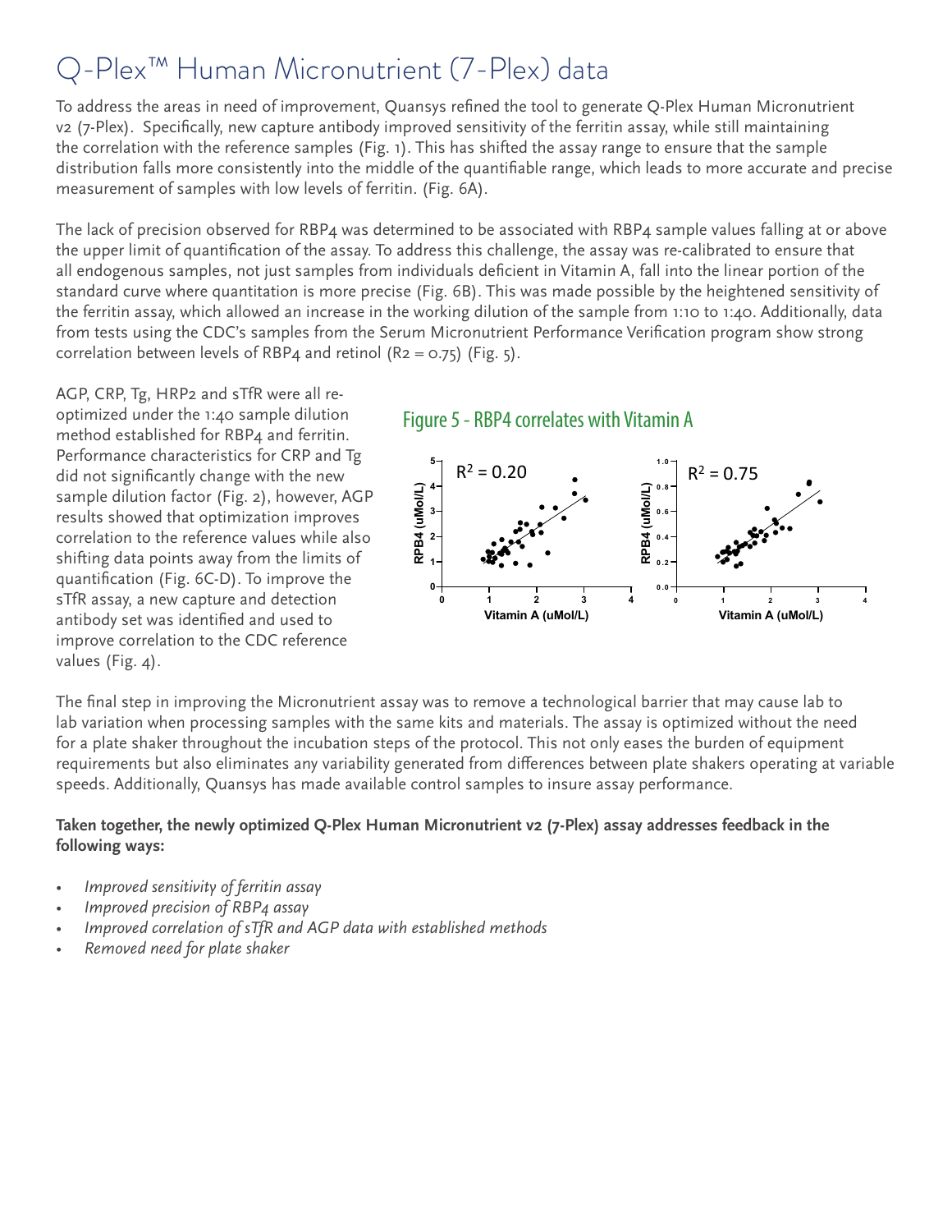# Q-Plex™ Human Micronutrient (7-Plex) data

To address the areas in need of improvement, Quansys refined the tool to generate Q-Plex Human Micronutrient v2 (7-Plex). Specifically, new capture antibody improved sensitivity of the ferritin assay, while still maintaining the correlation with the reference samples (Fig. 1). This has shifted the assay range to ensure that the sample distribution falls more consistently into the middle of the quantifiable range, which leads to more accurate and precise measurement of samples with low levels of ferritin. (Fig. 6A).

The lack of precision observed for RBP4 was determined to be associated with RBP4 sample values falling at or above the upper limit of quantification of the assay. To address this challenge, the assay was re-calibrated to ensure that all endogenous samples, not just samples from individuals deficient in Vitamin A, fall into the linear portion of the standard curve where quantitation is more precise (Fig. 6B). This was made possible by the heightened sensitivity of the ferritin assay, which allowed an increase in the working dilution of the sample from 1:10 to 1:40. Additionally, data from tests using the CDC's samples from the Serum Micronutrient Performance Verification program show strong correlation between levels of RBP4 and retinol (R2 = 0.75) (Fig. 5).

AGP, CRP, Tg, HRP2 and sTfR were all re-optimized under the 1:40 sample dilution method established for RBP4 and ferritin. Performance characteristics for CRP and Tg did not significantly change with the new sample dilution factor (Fig. 2), however, AGP results showed that optimization improves correlation to the reference values while also shifting data points away from the limits of quantification (Fig. 6C-D). To improve the sTfR assay, a new capture and detection antibody set was identified and used to improve correlation to the CDC reference values (Fig. 4).

## Figure 5 - RBP4 correlates with Vitamin A

$R^2 = 0.20$ | $R^2 = 0.75$

RPB4 (uMol/L) vs. Vitamin A (uMol/L)

The final step in improving the Micronutrient assay was to remove a technological barrier that may cause lab to lab variation when processing samples with the same kits and materials. The assay is optimized without the need for a plate shaker throughout the incubation steps of the protocol. This not only eases the burden of equipment requirements but also eliminates any variability generated from differences between plate shakers operating at variable speeds. Additionally, Quansys has made available control samples to insure assay performance.

**Taken together, the newly optimized Q-Plex Human Micronutrient v2 (7-Plex) assay addresses feedback in the following ways:**

- *Improved sensitivity of ferritin assay*
- *Improved precision of RBP4 assay*
- *Improved correlation of sTfR and AGP data with established methods*
- *Removed need for plate shaker*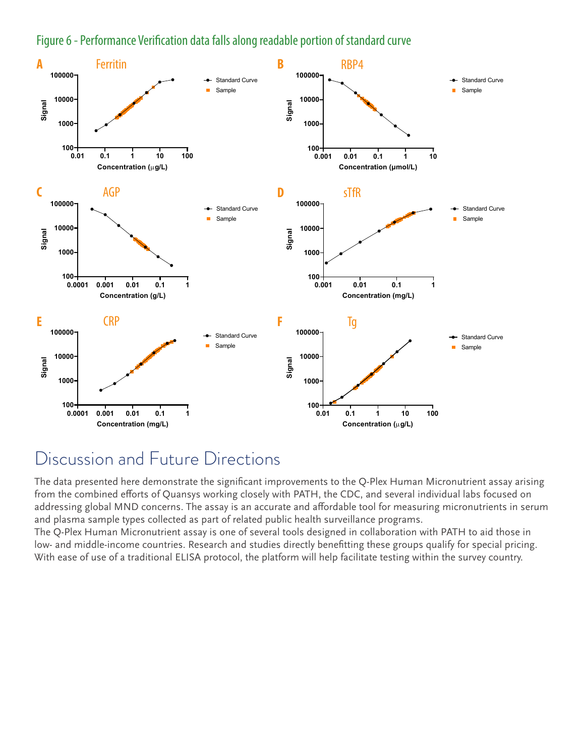Figure 6 - Performance Verification data falls along readable portion of standard curve

## Discussion and Future Directions

The data presented here demonstrate the significant improvements to the Q-Plex Human Micronutrient assay arising from the combined efforts of Quansys working closely with PATH, the CDC, and several individual labs focused on addressing global MND concerns. The assay is an accurate and affordable tool for measuring micronutrients in serum and plasma sample types collected as part of related public health surveillance programs.

The Q-Plex Human Micronutrient assay is one of several tools designed in collaboration with PATH to aid those in low- and middle-income countries. Research and studies directly benefitting these groups qualify for special pricing. With ease of use of a traditional ELISA protocol, the platform will help facilitate testing within the survey country.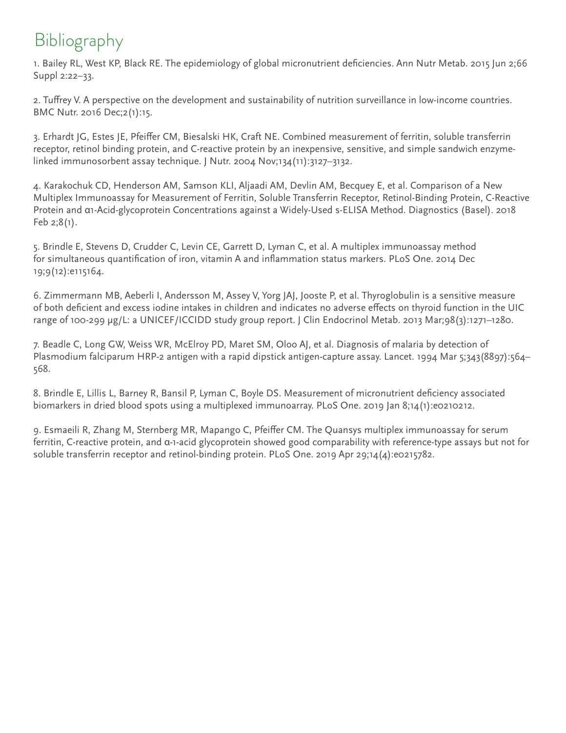# Bibliography

1. Bailey RL, West KP, Black RE. The epidemiology of global micronutrient deficiencies. Ann Nutr Metab. 2015 Jun 2;66 Suppl 2:22–33.

2. Tuffrey V. A perspective on the development and sustainability of nutrition surveillance in low-income countries. BMC Nutr. 2016 Dec;2(1):15.

3. Erhardt JG, Estes JE, Pfeiffer CM, Biesalski HK, Craft NE. Combined measurement of ferritin, soluble transferrin receptor, retinol binding protein, and C-reactive protein by an inexpensive, sensitive, and simple sandwich enzyme-linked immunosorbent assay technique. J Nutr. 2004 Nov;134(11):3127–3132.

4. Karakochuk CD, Henderson AM, Samson KLI, Aljaadi AM, Devlin AM, Becquey E, et al. Comparison of a New Multiplex Immunoassay for Measurement of Ferritin, Soluble Transferrin Receptor, Retinol-Binding Protein, C-Reactive Protein and α1-Acid-glycoprotein Concentrations against a Widely-Used s-ELISA Method. Diagnostics (Basel). 2018 Feb 2;8(1).

5. Brindle E, Stevens D, Crudder C, Levin CE, Garrett D, Lyman C, et al. A multiplex immunoassay method for simultaneous quantification of iron, vitamin A and inflammation status markers. PLoS One. 2014 Dec 19;9(12):e115164.

6. Zimmermann MB, Aeberli I, Andersson M, Assey V, Yorg JAJ, Jooste P, et al. Thyroglobulin is a sensitive measure of both deficient and excess iodine intakes in children and indicates no adverse effects on thyroid function in the UIC range of 100-299 µg/L: a UNICEF/ICCIDD study group report. J Clin Endocrinol Metab. 2013 Mar;98(3):1271–1280.

7. Beadle C, Long GW, Weiss WR, McElroy PD, Maret SM, Oloo AJ, et al. Diagnosis of malaria by detection of Plasmodium falciparum HRP-2 antigen with a rapid dipstick antigen-capture assay. Lancet. 1994 Mar 5;343(8897):564–568.

8. Brindle E, Lillis L, Barney R, Bansil P, Lyman C, Boyle DS. Measurement of micronutrient deficiency associated biomarkers in dried blood spots using a multiplexed immunoarray. PLoS One. 2019 Jan 8;14(1):e0210212.

9. Esmaeili R, Zhang M, Sternberg MR, Mapango C, Pfeiffer CM. The Quansys multiplex immunoassay for serum ferritin, C-reactive protein, and α-1-acid glycoprotein showed good comparability with reference-type assays but not for soluble transferrin receptor and retinol-binding protein. PLoS One. 2019 Apr 29;14(4):e0215782.